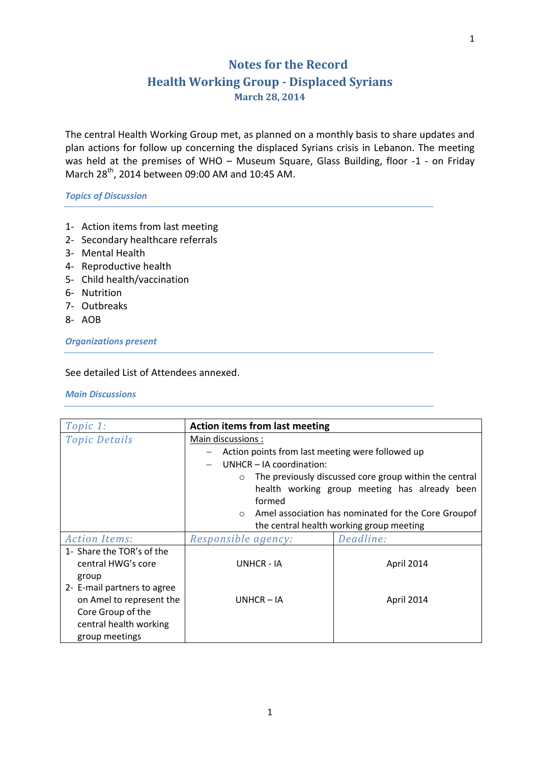# Notes for the Record
## Health Working Group - Displaced Syrians
### March 28, 2014

The central Health Working Group met, as planned on a monthly basis to share updates and plan actions for follow up concerning the displaced Syrians crisis in Lebanon. The meeting was held at the premises of WHO – Museum Square, Glass Building, floor -1 - on Friday March 28th, 2014 between 09:00 AM and 10:45 AM.

***Topics of Discussion***

1- Action items from last meeting
2- Secondary healthcare referrals
3- Mental Health
4- Reproductive health
5- Child health/vaccination
6- Nutrition
7- Outbreaks
8- AOB

***Organizations present***

See detailed List of Attendees annexed.

***Main Discussions***

| *Topic 1:* | **Action items from last meeting** | |
|---|---|---|
| *Topic Details* | Main discussions :<br>– Action points from last meeting were followed up<br>– UNHCR – IA coordination:<br>○ The previously discussed core group within the central health working group meeting has already been formed<br>○ Amel association has nominated for the Core Groupof the central health working group meeting | |
| *Action Items:* | *Responsible agency:* | *Deadline:* |
| 1- Share the TOR's of the central HWG's core group | UNHCR - IA | April 2014 |
| 2- E-mail partners to agree on Amel to represent the Core Group of the central health working group meetings | UNHCR – IA | April 2014 |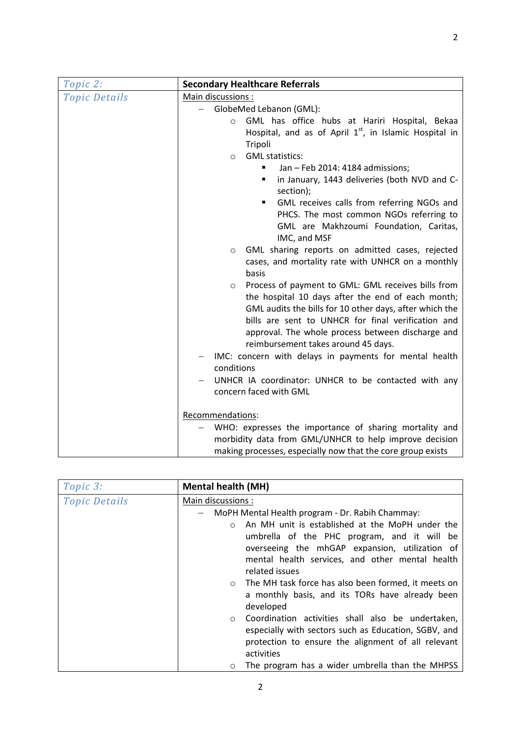| Topic 2: | Secondary Healthcare Referrals |
|---|---|
| Topic Details | Main discussions :<br>– GlobeMed Lebanon (GML):<br>&nbsp;&nbsp;&nbsp;&nbsp;○ GML has office hubs at Hariri Hospital, Bekaa Hospital, and as of April 1st, in Islamic Hospital in Tripoli<br>&nbsp;&nbsp;&nbsp;&nbsp;○ GML statistics:<br>&nbsp;&nbsp;&nbsp;&nbsp;&nbsp;&nbsp;&nbsp;&nbsp;▪ Jan – Feb 2014: 4184 admissions;<br>&nbsp;&nbsp;&nbsp;&nbsp;&nbsp;&nbsp;&nbsp;&nbsp;▪ in January, 1443 deliveries (both NVD and C-section);<br>&nbsp;&nbsp;&nbsp;&nbsp;&nbsp;&nbsp;&nbsp;&nbsp;▪ GML receives calls from referring NGOs and PHCS. The most common NGOs referring to GML are Makhzoumi Foundation, Caritas, IMC, and MSF<br>&nbsp;&nbsp;&nbsp;&nbsp;○ GML sharing reports on admitted cases, rejected cases, and mortality rate with UNHCR on a monthly basis<br>&nbsp;&nbsp;&nbsp;&nbsp;○ Process of payment to GML: GML receives bills from the hospital 10 days after the end of each month; GML audits the bills for 10 other days, after which the bills are sent to UNHCR for final verification and approval. The whole process between discharge and reimbursement takes around 45 days.<br>– IMC: concern with delays in payments for mental health conditions<br>– UNHCR IA coordinator: UNHCR to be contacted with any concern faced with GML<br><br>Recommendations:<br>– WHO: expresses the importance of sharing mortality and morbidity data from GML/UNHCR to help improve decision making processes, especially now that the core group exists |

| Topic 3: | Mental health (MH) |
|---|---|
| Topic Details | Main discussions :<br>– MoPH Mental Health program - Dr. Rabih Chammay:<br>&nbsp;&nbsp;&nbsp;&nbsp;○ An MH unit is established at the MoPH under the umbrella of the PHC program, and it will be overseeing the mhGAP expansion, utilization of mental health services, and other mental health related issues<br>&nbsp;&nbsp;&nbsp;&nbsp;○ The MH task force has also been formed, it meets on a monthly basis, and its TORs have already been developed<br>&nbsp;&nbsp;&nbsp;&nbsp;○ Coordination activities shall also be undertaken, especially with sectors such as Education, SGBV, and protection to ensure the alignment of all relevant activities<br>&nbsp;&nbsp;&nbsp;&nbsp;○ The program has a wider umbrella than the MHPSS |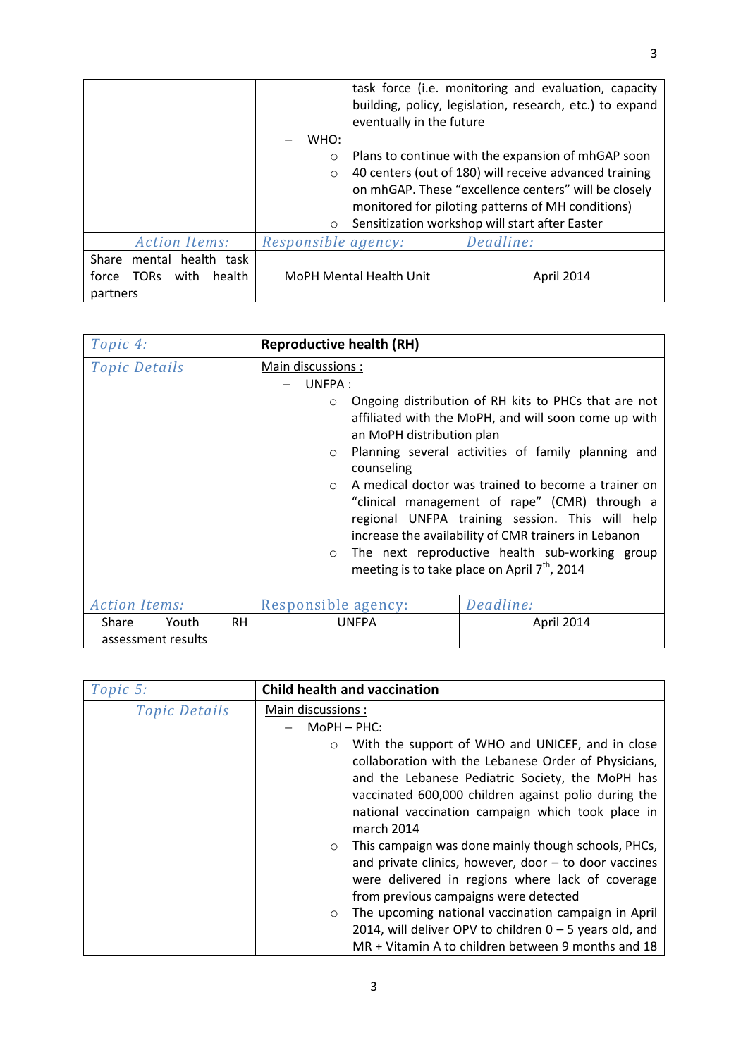| | |
|---|---|
| | task force (i.e. monitoring and evaluation, capacity building, policy, legislation, research, etc.) to expand eventually in the future<br>– WHO:<br>○ Plans to continue with the expansion of mhGAP soon<br>○ 40 centers (out of 180) will receive advanced training on mhGAP. These "excellence centers" will be closely monitored for piloting patterns of MH conditions)<br>○ Sensitization workshop will start after Easter |

| *Action Items:* | *Responsible agency:* | *Deadline:* |
|---|---|---|
| Share mental health task force TORs with health partners | MoPH Mental Health Unit | April 2014 |

| *Topic 4:* | **Reproductive health (RH)** |
|---|---|
| *Topic Details* | Main discussions :<br>– UNFPA :<br>○ Ongoing distribution of RH kits to PHCs that are not affiliated with the MoPH, and will soon come up with an MoPH distribution plan<br>○ Planning several activities of family planning and counseling<br>○ A medical doctor was trained to become a trainer on "clinical management of rape" (CMR) through a regional UNFPA training session. This will help increase the availability of CMR trainers in Lebanon<br>○ The next reproductive health sub-working group meeting is to take place on April 7th, 2014 |

| *Action Items:* | *Responsible agency:* | *Deadline:* |
|---|---|---|
| Share Youth RH assessment results | UNFPA | April 2014 |

| *Topic 5:* | **Child health and vaccination** |
|---|---|
| *Topic Details* | Main discussions :<br>– MoPH – PHC:<br>○ With the support of WHO and UNICEF, and in close collaboration with the Lebanese Order of Physicians, and the Lebanese Pediatric Society, the MoPH has vaccinated 600,000 children against polio during the national vaccination campaign which took place in march 2014<br>○ This campaign was done mainly though schools, PHCs, and private clinics, however, door – to door vaccines were delivered in regions where lack of coverage from previous campaigns were detected<br>○ The upcoming national vaccination campaign in April 2014, will deliver OPV to children 0 – 5 years old, and MR + Vitamin A to children between 9 months and 18 |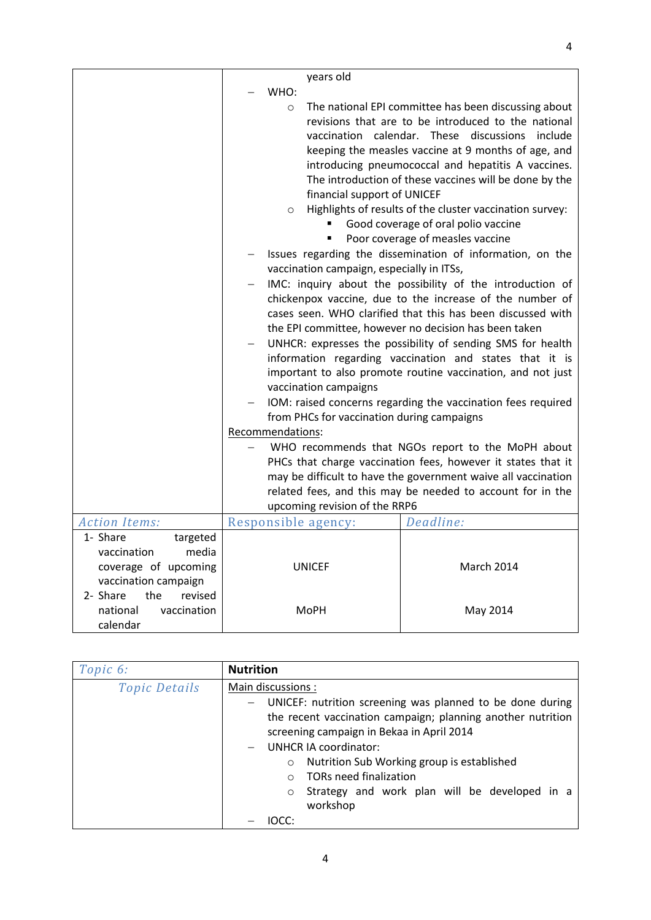| | |
|---|---|
| | years old<br>– WHO:<br>&nbsp;&nbsp;○ The national EPI committee has been discussing about revisions that are to be introduced to the national vaccination calendar. These discussions include keeping the measles vaccine at 9 months of age, and introducing pneumococcal and hepatitis A vaccines. The introduction of these vaccines will be done by the financial support of UNICEF<br>&nbsp;&nbsp;○ Highlights of results of the cluster vaccination survey:<br>&nbsp;&nbsp;&nbsp;&nbsp;▪ Good coverage of oral polio vaccine<br>&nbsp;&nbsp;&nbsp;&nbsp;▪ Poor coverage of measles vaccine<br>– Issues regarding the dissemination of information, on the vaccination campaign, especially in ITSs,<br>– IMC: inquiry about the possibility of the introduction of chickenpox vaccine, due to the increase of the number of cases seen. WHO clarified that this has been discussed with the EPI committee, however no decision has been taken<br>– UNHCR: expresses the possibility of sending SMS for health information regarding vaccination and states that it is important to also promote routine vaccination, and not just vaccination campaigns<br>– IOM: raised concerns regarding the vaccination fees required from PHCs for vaccination during campaigns<br>Recommendations:<br>– WHO recommends that NGOs report to the MoPH about PHCs that charge vaccination fees, however it states that it may be difficult to have the government waive all vaccination related fees, and this may be needed to account for in the upcoming revision of the RRP6 |

| *Action Items:* | *Responsible agency:* | *Deadline:* |
|---|---|---|
| 1- Share targeted vaccination media coverage of upcoming vaccination campaign | UNICEF | March 2014 |
| 2- Share the revised national vaccination calendar | MoPH | May 2014 |

| *Topic 6:* | **Nutrition** |
|---|---|
| *Topic Details* | Main discussions :<br>– UNICEF: nutrition screening was planned to be done during the recent vaccination campaign; planning another nutrition screening campaign in Bekaa in April 2014<br>– UNHCR IA coordinator:<br>&nbsp;&nbsp;○ Nutrition Sub Working group is established<br>&nbsp;&nbsp;○ TORs need finalization<br>&nbsp;&nbsp;○ Strategy and work plan will be developed in a workshop<br>– IOCC: |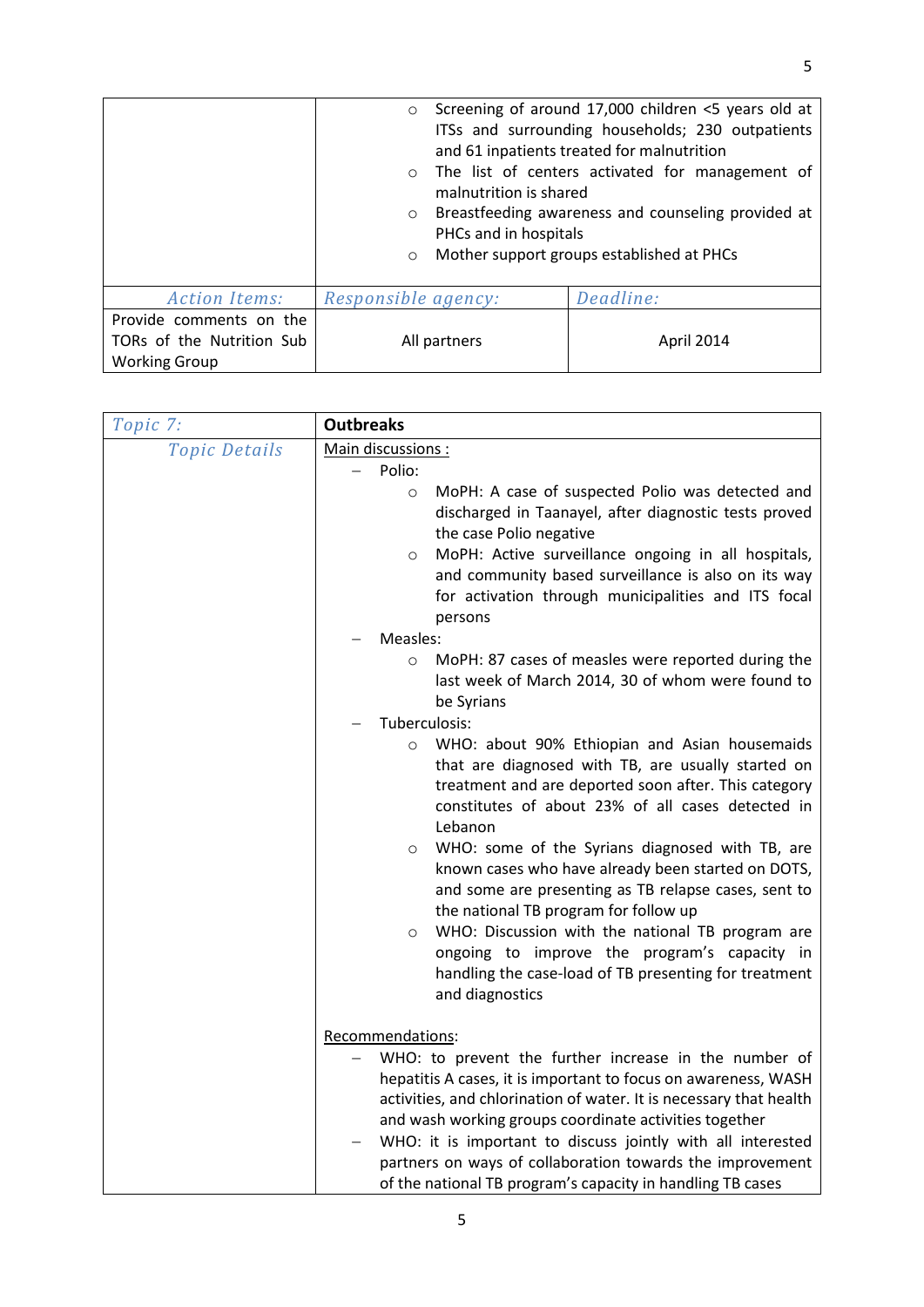| | |
|---|---|
| | ○ Screening of around 17,000 children <5 years old at ITSs and surrounding households; 230 outpatients and 61 inpatients treated for malnutrition<br>○ The list of centers activated for management of malnutrition is shared<br>○ Breastfeeding awareness and counseling provided at PHCs and in hospitals<br>○ Mother support groups established at PHCs |

| *Action Items:* | *Responsible agency:* | *Deadline:* |
|---|---|---|
| Provide comments on the TORs of the Nutrition Sub Working Group | All partners | April 2014 |

| *Topic 7:* | **Outbreaks** |
|---|---|
| *Topic Details* | Main discussions :<br>– Polio:<br>○ MoPH: A case of suspected Polio was detected and discharged in Taanayel, after diagnostic tests proved the case Polio negative<br>○ MoPH: Active surveillance ongoing in all hospitals, and community based surveillance is also on its way for activation through municipalities and ITS focal persons<br>– Measles:<br>○ MoPH: 87 cases of measles were reported during the last week of March 2014, 30 of whom were found to be Syrians<br>– Tuberculosis:<br>○ WHO: about 90% Ethiopian and Asian housemaids that are diagnosed with TB, are usually started on treatment and are deported soon after. This category constitutes of about 23% of all cases detected in Lebanon<br>○ WHO: some of the Syrians diagnosed with TB, are known cases who have already been started on DOTS, and some are presenting as TB relapse cases, sent to the national TB program for follow up<br>○ WHO: Discussion with the national TB program are ongoing to improve the program's capacity in handling the case-load of TB presenting for treatment and diagnostics<br><br>Recommendations:<br>– WHO: to prevent the further increase in the number of hepatitis A cases, it is important to focus on awareness, WASH activities, and chlorination of water. It is necessary that health and wash working groups coordinate activities together<br>– WHO: it is important to discuss jointly with all interested partners on ways of collaboration towards the improvement of the national TB program's capacity in handling TB cases |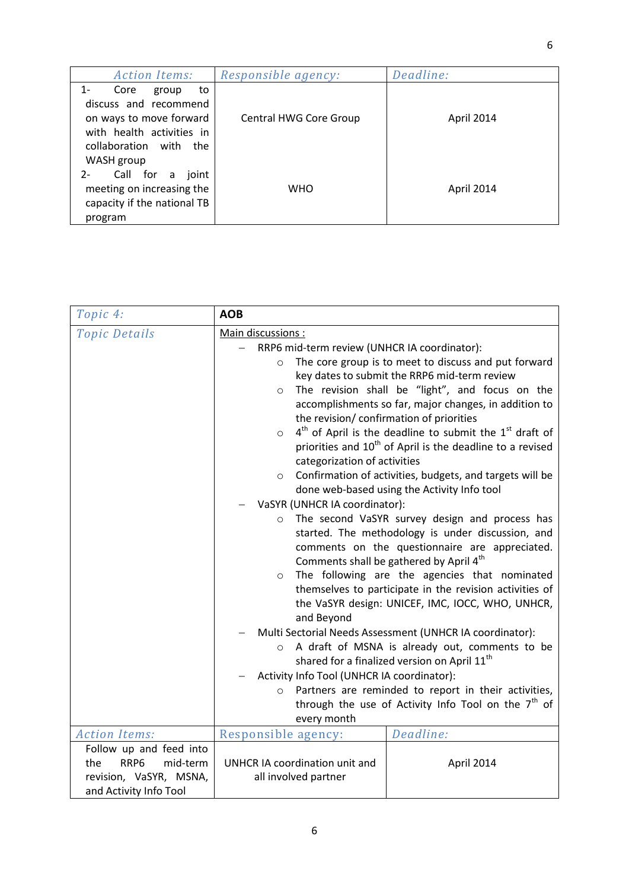| *Action Items:* | *Responsible agency:* | *Deadline:* |
| --- | --- | --- |
| 1- Core group to discuss and recommend on ways to move forward with health activities in collaboration with the WASH group | Central HWG Core Group | April 2014 |
| 2- Call for a joint meeting on increasing the capacity if the national TB program | WHO | April 2014 |

| *Topic 4:* | **AOB** | |
| --- | --- | --- |
| *Topic Details* | Main discussions :<br>– RRP6 mid-term review (UNHCR IA coordinator):<br>○ The core group is to meet to discuss and put forward key dates to submit the RRP6 mid-term review<br>○ The revision shall be "light", and focus on the accomplishments so far, major changes, in addition to the revision/ confirmation of priorities<br>○ 4th of April is the deadline to submit the 1st draft of priorities and 10th of April is the deadline to a revised categorization of activities<br>○ Confirmation of activities, budgets, and targets will be done web-based using the Activity Info tool<br>– VaSYR (UNHCR IA coordinator):<br>○ The second VaSYR survey design and process has started. The methodology is under discussion, and comments on the questionnaire are appreciated. Comments shall be gathered by April 4th<br>○ The following are the agencies that nominated themselves to participate in the revision activities of the VaSYR design: UNICEF, IMC, IOCC, WHO, UNHCR, and Beyond<br>– Multi Sectorial Needs Assessment (UNHCR IA coordinator):<br>○ A draft of MSNA is already out, comments to be shared for a finalized version on April 11th<br>– Activity Info Tool (UNHCR IA coordinator):<br>○ Partners are reminded to report in their activities, through the use of Activity Info Tool on the 7th of every month | |
| *Action Items:* | *Responsible agency:* | *Deadline:* |
| Follow up and feed into the RRP6 mid-term revision, VaSYR, MSNA, and Activity Info Tool | UNHCR IA coordination unit and all involved partner | April 2014 |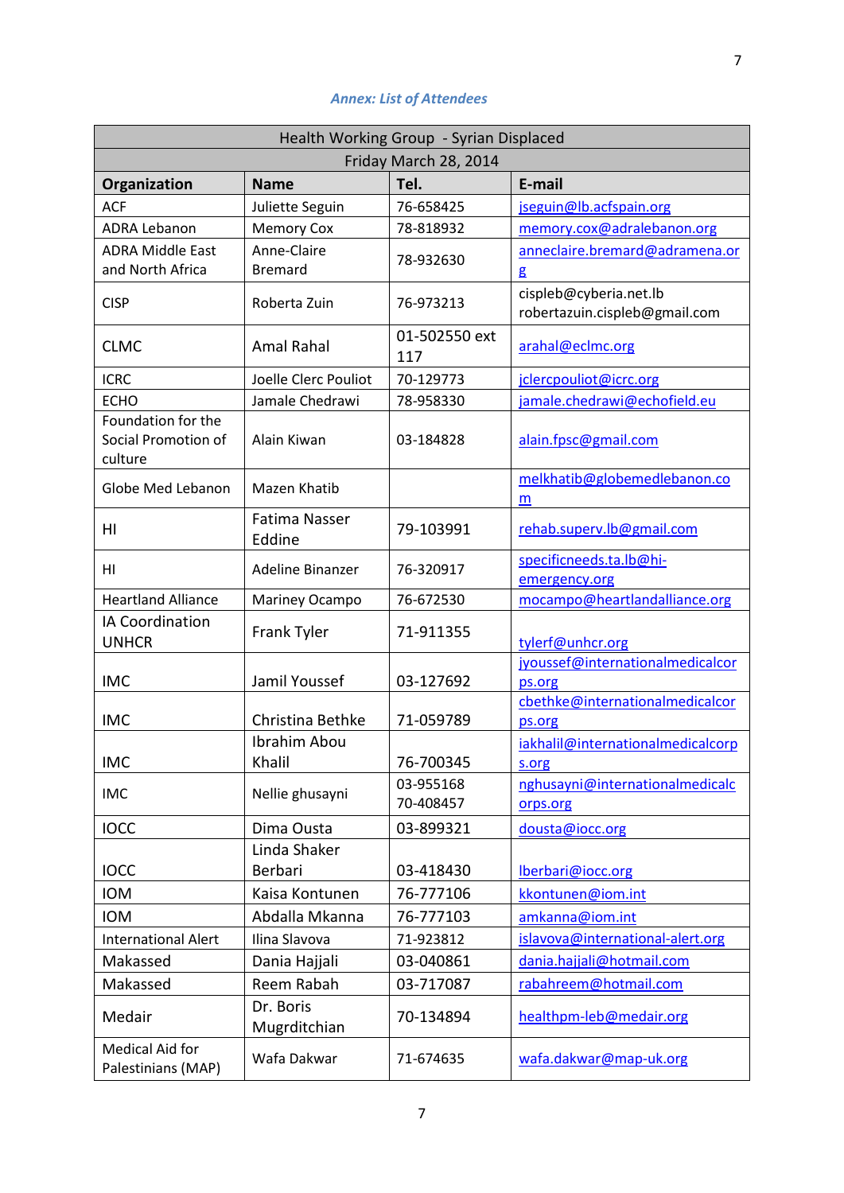*Annex: List of Attendees*

| Health Working Group - Syrian Displaced | | | |
|---|---|---|---|
| Friday March 28, 2014 | | | |
| **Organization** | **Name** | **Tel.** | **E-mail** |
| ACF | Juliette Seguin | 76-658425 | jseguin@lb.acfspain.org |
| ADRA Lebanon | Memory Cox | 78-818932 | memory.cox@adralebanon.org |
| ADRA Middle East and North Africa | Anne-Claire Bremard | 78-932630 | anneclaire.bremard@adramena.org |
| CISP | Roberta Zuin | 76-973213 | cispleb@cyberia.net.lb robertazuin.cispleb@gmail.com |
| CLMC | Amal Rahal | 01-502550 ext 117 | arahal@eclmc.org |
| ICRC | Joelle Clerc Pouliot | 70-129773 | jclercpouliot@icrc.org |
| ECHO | Jamale Chedrawi | 78-958330 | jamale.chedrawi@echofield.eu |
| Foundation for the Social Promotion of culture | Alain Kiwan | 03-184828 | alain.fpsc@gmail.com |
| Globe Med Lebanon | Mazen Khatib | | melkhatib@globemedlebanon.com |
| HI | Fatima Nasser Eddine | 79-103991 | rehab.superv.lb@gmail.com |
| HI | Adeline Binanzer | 76-320917 | specificneeds.ta.lb@hi-emergency.org |
| Heartland Alliance | Mariney Ocampo | 76-672530 | mocampo@heartlandalliance.org |
| IA Coordination UNHCR | Frank Tyler | 71-911355 | tylerf@unhcr.org |
| IMC | Jamil Youssef | 03-127692 | jyoussef@internationalmedicalcorps.org |
| IMC | Christina Bethke | 71-059789 | cbethke@internationalmedicalcorps.org |
| IMC | Ibrahim Abou Khalil | 76-700345 | iakhalil@internationalmedicalcorps.org |
| IMC | Nellie ghusayni | 03-955168 70-408457 | nghusayni@internationalmedicalcorps.org |
| IOCC | Dima Ousta | 03-899321 | dousta@iocc.org |
| IOCC | Linda Shaker Berbari | 03-418430 | lberbari@iocc.org |
| IOM | Kaisa Kontunen | 76-777106 | kkontunen@iom.int |
| IOM | Abdalla Mkanna | 76-777103 | amkanna@iom.int |
| International Alert | Ilina Slavova | 71-923812 | islavova@international-alert.org |
| Makassed | Dania Hajjali | 03-040861 | dania.hajjali@hotmail.com |
| Makassed | Reem Rabah | 03-717087 | rabahreem@hotmail.com |
| Medair | Dr. Boris Mugrditchian | 70-134894 | healthpm-leb@medair.org |
| Medical Aid for Palestinians (MAP) | Wafa Dakwar | 71-674635 | wafa.dakwar@map-uk.org |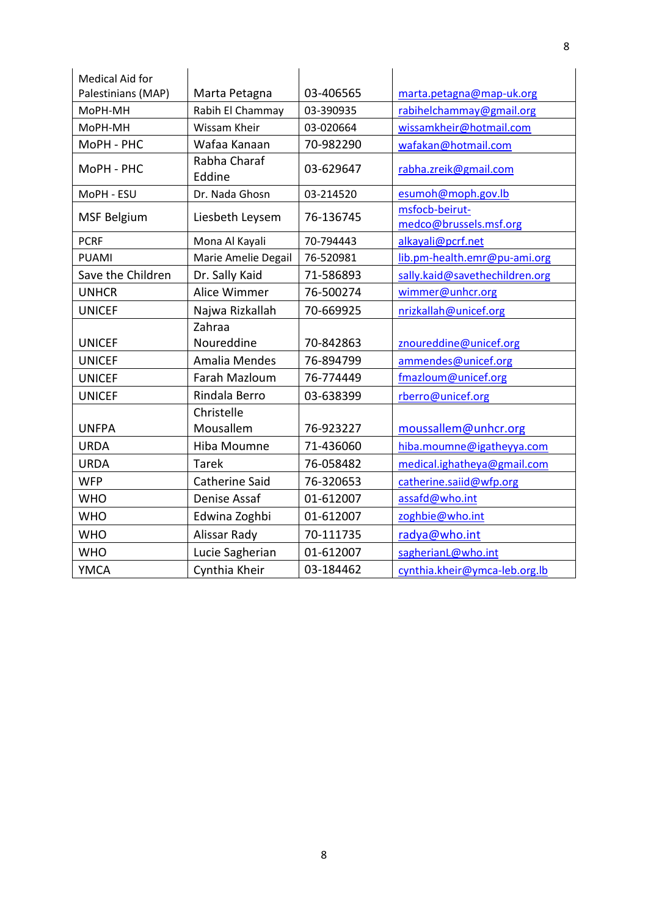| | | | |
|---|---|---|---|
| Medical Aid for Palestinians (MAP) | Marta Petagna | 03-406565 | marta.petagna@map-uk.org |
| MoPH-MH | Rabih El Chammay | 03-390935 | rabihelchammay@gmail.org |
| MoPH-MH | Wissam Kheir | 03-020664 | wissamkheir@hotmail.com |
| MoPH - PHC | Wafaa Kanaan | 70-982290 | wafakan@hotmail.com |
| MoPH - PHC | Rabha Charaf Eddine | 03-629647 | rabha.zreik@gmail.com |
| MoPH - ESU | Dr. Nada Ghosn | 03-214520 | esumoh@moph.gov.lb |
| MSF Belgium | Liesbeth Leysem | 76-136745 | msfocb-beirut-medco@brussels.msf.org |
| PCRF | Mona Al Kayali | 70-794443 | alkayali@pcrf.net |
| PUAMI | Marie Amelie Degail | 76-520981 | lib.pm-health.emr@pu-ami.org |
| Save the Children | Dr. Sally Kaid | 71-586893 | sally.kaid@savethechildren.org |
| UNHCR | Alice Wimmer | 76-500274 | wimmer@unhcr.org |
| UNICEF | Najwa Rizkallah | 70-669925 | nrizkallah@unicef.org |
| UNICEF | Zahraa Noureddine | 70-842863 | znoureddine@unicef.org |
| UNICEF | Amalia Mendes | 76-894799 | ammendes@unicef.org |
| UNICEF | Farah Mazloum | 76-774449 | fmazloum@unicef.org |
| UNICEF | Rindala Berro | 03-638399 | rberro@unicef.org |
| UNFPA | Christelle Mousallem | 76-923227 | moussallem@unhcr.org |
| URDA | Hiba Moumne | 71-436060 | hiba.moumne@igatheyya.com |
| URDA | Tarek | 76-058482 | medical.ighatheya@gmail.com |
| WFP | Catherine Said | 76-320653 | catherine.saiid@wfp.org |
| WHO | Denise Assaf | 01-612007 | assafd@who.int |
| WHO | Edwina Zoghbi | 01-612007 | zoghbie@who.int |
| WHO | Alissar Rady | 70-111735 | radya@who.int |
| WHO | Lucie Sagherian | 01-612007 | sagherianL@who.int |
| YMCA | Cynthia Kheir | 03-184462 | cynthia.kheir@ymca-leb.org.lb |